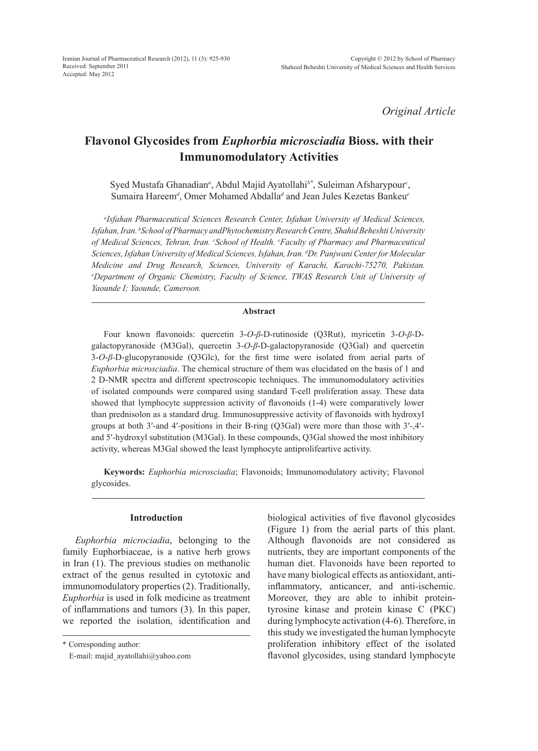*Original Article*

# Flavonol Glycosides from *Euphorbia microsciadia* Bioss. with their Immunomodulatory Activities

Syed Mustafa Ghanadian[a], Abdul Majid Ayatollahi[b*], Suleiman Afsharypour[c], Sumaira Hareem[d], Omer Mohamed Abdalla[d] and Jean Jules Kezetas Bankeu[e]

*[a]Isfahan Pharmaceutical Sciences Research Center, Isfahan University of Medical Sciences, Isfahan, Iran. [b]School of Pharmacy andPhytochemistry Research Centre, Shahid Beheshti University of Medical Sciences, Tehran, Iran. [c]School of Health. [c]Faculty of Pharmacy and Pharmaceutical Sciences, Isfahan University of Medical Sciences, Isfahan, Iran. [d]Dr. Panjwani Center for Molecular Medicine and Drug Research, Sciences, University of Karachi, Karachi-75270, Pakistan. [e]Department of Organic Chemistry, Faculty of Science, TWAS Research Unit of University of Yaounde I; Yaounde, Cameroon.*

## Abstract

Four known flavonoids: quercetin 3-*O*-*β*-D-rutinoside (Q3Rut), myricetin 3-*O*-*β*-D-galactopyranoside (M3Gal), quercetin 3-*O*-*β*-D-galactopyranoside (Q3Gal) and quercetin 3-*O*-*β*-D-glucopyranoside (Q3Glc), for the first time were isolated from aerial parts of *Euphorbia microsciadia*. The chemical structure of them was elucidated on the basis of 1 and 2 D-NMR spectra and different spectroscopic techniques. The immunomodulatory activities of isolated compounds were compared using standard T-cell proliferation assay. These data showed that lymphocyte suppression activity of flavonoids (1-4) were comparatively lower than prednisolon as a standard drug. Immunosuppressive activity of flavonoids with hydroxyl groups at both 3′-and 4′-positions in their B-ring (Q3Gal) were more than those with 3′-,4′- and 5′-hydroxyl substitution (M3Gal). In these compounds, Q3Gal showed the most inhibitory activity, whereas M3Gal showed the least lymphocyte antiprolifeartive activity.

**Keywords:** *Euphorbia microsciadia*; Flavonoids; Immunomodulatory activity; Flavonol glycosides.

## Introduction

*Euphorbia microciadia*, belonging to the family Euphorbiaceae, is a native herb grows in Iran (1). The previous studies on methanolic extract of the genus resulted in cytotoxic and immunomodulatory properties (2). Traditionally, *Euphorbia* is used in folk medicine as treatment of inflammations and tumors (3). In this paper, we reported the isolation, identification and biological activities of five flavonol glycosides (Figure 1) from the aerial parts of this plant. Although flavonoids are not considered as nutrients, they are important components of the human diet. Flavonoids have been reported to have many biological effects as antioxidant, anti-inflammatory, anticancer, and anti-ischemic. Moreover, they are able to inhibit protein-tyrosine kinase and protein kinase C (PKC) during lymphocyte activation (4-6). Therefore, in this study we investigated the human lymphocyte proliferation inhibitory effect of the isolated flavonol glycosides, using standard lymphocyte

\* Corresponding author:
E-mail: majid_ayatollahi@yahoo.com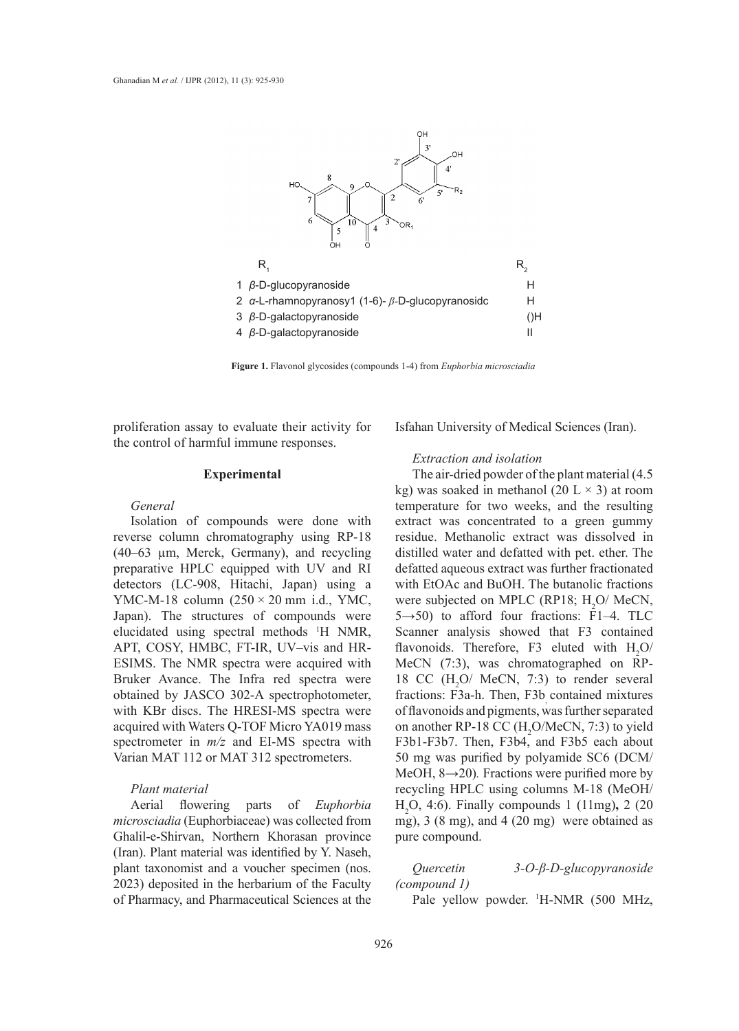| | $R_1$ | $R_2$ |
|---|---|---|
| 1 | *β*-D-glucopyranoside | H |
| 2 | *α*-L-rhamnopyranosy1 (1-6)- *β*-D-glucopyranosidc | H |
| 3 | *β*-D-galactopyranoside | ()H |
| 4 | *β*-D-galactopyranoside | II |

**Figure 1.** Flavonol glycosides (compounds 1-4) from *Euphorbia microsciadia*

proliferation assay to evaluate their activity for the control of harmful immune responses.

## Experimental

### *General*

Isolation of compounds were done with reverse column chromatography using RP-18 (40–63 µm, Merck, Germany), and recycling preparative HPLC equipped with UV and RI detectors (LC-908, Hitachi, Japan) using a YMC-M-18 column (250 × 20 mm i.d., YMC, Japan). The structures of compounds were elucidated using spectral methods [1]H NMR, APT, COSY, HMBC, FT-IR, UV–vis and HR-ESIMS. The NMR spectra were acquired with Bruker Avance. The Infra red spectra were obtained by JASCO 302-A spectrophotometer, with KBr discs. The HRESI-MS spectra were acquired with Waters Q-TOF Micro YA019 mass spectrometer in *m/z* and EI-MS spectra with Varian MAT 112 or MAT 312 spectrometers.

### *Plant material*

Aerial flowering parts of *Euphorbia microsciadia* (Euphorbiaceae) was collected from Ghalil-e-Shirvan, Northern Khorasan province (Iran). Plant material was identified by Y. Naseh, plant taxonomist and a voucher specimen (nos. 2023) deposited in the herbarium of the Faculty of Pharmacy, and Pharmaceutical Sciences at the Isfahan University of Medical Sciences (Iran).

### *Extraction and isolation*

The air-dried powder of the plant material (4.5 kg) was soaked in methanol (20 L × 3) at room temperature for two weeks, and the resulting extract was concentrated to a green gummy residue. Methanolic extract was dissolved in distilled water and defatted with pet. ether. The defatted aqueous extract was further fractionated with EtOAc and BuOH. The butanolic fractions were subjected on MPLC (RP18; $H_2O$/ MeCN, 5→50) to afford four fractions: F1–4. TLC Scanner analysis showed that F3 contained flavonoids. Therefore, F3 eluted with $H_2O$/ MeCN (7:3), was chromatographed on RP-18 CC ($H_2O$/ MeCN, 7:3) to render several fractions: F3a-h. Then, F3b contained mixtures of flavonoids and pigments, was further separated on another RP-18 CC ($H_2O$/MeCN, 7:3) to yield F3b1-F3b7. Then, F3b4, and F3b5 each about 50 mg was purified by polyamide SC6 (DCM/ MeOH, 8→20). Fractions were purified more by recycling HPLC using columns M-18 (MeOH/ $H_2O$, 4:6). Finally compounds 1 (11mg)**,** 2 (20 mg), 3 (8 mg), and 4 (20 mg) were obtained as pure compound.

### *Quercetin 3-O-β-D-glucopyranoside (compound 1)*

Pale yellow powder. [1]H-NMR (500 MHz,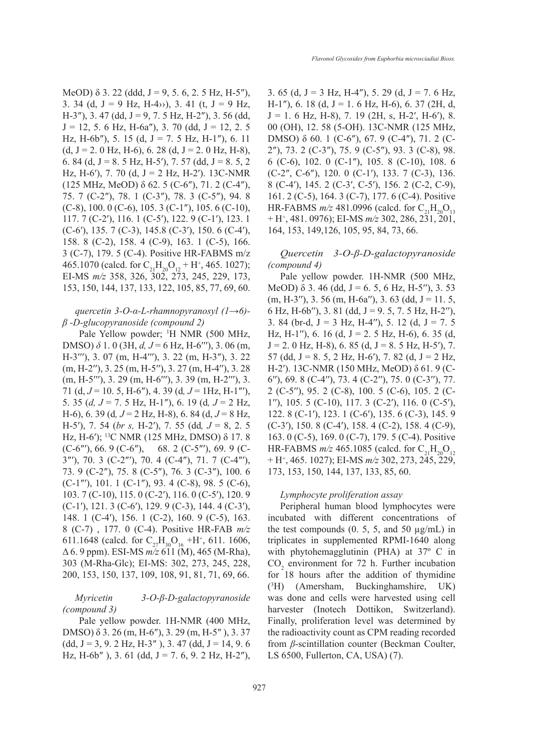MeOD) δ 3. 22 (ddd, J = 9, 5. 6, 2. 5 Hz, H-5″), 3. 34 (d, J = 9 Hz, H-4››), 3. 41 (t, J = 9 Hz, H-3″), 3. 47 (dd, J = 9, 7. 5 Hz, H-2″), 3. 56 (dd, J = 12, 5. 6 Hz, H-6a″), 3. 70 (dd, J = 12, 2. 5 Hz, H-6b″), 5. 15 (d, J = 7. 5 Hz, H-1″), 6. 11 (d, J = 2. 0 Hz, H-6), 6. 28 (d, J = 2. 0 Hz, H-8), 6. 84 (d, J = 8. 5 Hz, H-5′), 7. 57 (dd, J = 8. 5, 2 Hz, H-6′), 7. 70 (d, J = 2 Hz, H-2′). 13C-NMR (125 MHz, MeOD) δ 62. 5 (C-6″), 71. 2 (C-4″), 75. 7 (C-2″), 78. 1 (C-3″), 78. 3 (C-5″), 94. 8 (C-8), 100. 0 (C-6), 105. 3 (C-1″), 105. 6 (C-10), 117. 7 (C-2′), 116. 1 (C-5′), 122. 9 (C-1′), 123. 1 (C-6′), 135. 7 (C-3), 145.8 (C-3′), 150. 6 (C-4′), 158. 8 (C-2), 158. 4 (C-9), 163. 1 (C-5), 166. 3 (C-7), 179. 5 (C-4). Positive HR-FABMS m/z 465.1070 (calcd. for $C_{21}H_{20}O_{12}$ + $H^+$, 465. 1027); EI-MS *m/z* 358, 326, 302, 273, 245, 229, 173, 153, 150, 144, 137, 133, 122, 105, 85, 77, 69, 60.

*quercetin 3-O-α-L-rhamnopyranosyl (1→6)-β -D-glucopyranoside (compound 2)*

Pale Yellow powder; [1]H NMR (500 MHz, DMSO) *δ* 1. 0 (3H, *d, J* = 6 Hz, H-6‴), 3. 06 (m, H-3‴), 3. 07 (m, H-4‴), 3. 22 (m, H-3″), 3. 22 (m, H-2″), 3. 25 (m, H-5″), 3. 27 (m, H-4″), 3. 28 (m, H-5‴), 3. 29 (m, H-6‴), 3. 39 (m, H-2‴), 3. 71 (d, *J* = 10. 5, H-6″), 4. 39 (d*, J* = 1Hz, H-1‴), 5. 35 (*d, J* = 7. 5 Hz, H-1″), 6. 19 (d*, J* = 2 Hz, H-6), 6. 39 (d*, J* = 2 Hz, H-8), 6. 84 (d, *J* = 8 Hz, H-5′), 7. 54 (*br s,* H-2′), 7. 55 (dd*, J* = 8, 2. 5 Hz, H-6′); [13]C NMR (125 MHz, DMSO) δ 17. 8 (C-6‴), 66. 9 (C-6″), 68. 2 (C-5‴), 69. 9 (C-3‴), 70. 3 (C-2‴), 70. 4 (C-4″), 71. 7 (C-4‴), 73. 9 (C-2″), 75. 8 (C-5″), 76. 3 (C-3″), 100. 6 (C-1‴), 101. 1 (C-1″), 93. 4 (C-8), 98. 5 (C-6), 103. 7 (C-10), 115. 0 (C-2′), 116. 0 (C-5′), 120. 9 (C-1′), 121. 3 (C-6′), 129. 9 (C-3), 144. 4 (C-3′), 148. 1 (C-4′), 156. 1 (C-2), 160. 9 (C-5), 163. 8 (C-7) , 177. 0 (C-4). Positive HR-FAB *m/z* 611.1648 (calcd. for $C_{27}H_{30}O_{16}$ +$H^+$, 611. 1606, Δ 6. 9 ppm). ESI-MS *m/z* 611 (M), 465 (M-Rha), 303 (M-Rha-Glc); EI-MS: 302, 273, 245, 228, 200, 153, 150, 137, 109, 108, 91, 81, 71, 69, 66.

*Myricetin 3-O-β-D-galactopyranoside (compound 3)*

Pale yellow powder. 1H-NMR (400 MHz, DMSO) δ 3. 26 (m, H-6″), 3. 29 (m, H-5″ ), 3. 37 (dd, J = 3, 9. 2 Hz, H-3″ ), 3. 47 (dd, J = 14, 9. 6 Hz, H-6b″ ), 3. 61 (dd, J = 7. 6, 9. 2 Hz, H-2″), 3. 65 (d, J = 3 Hz, H-4″), 5. 29 (d, J = 7. 6 Hz, H-1″), 6. 18 (d, J = 1. 6 Hz, H-6), 6. 37 (2H, d, J = 1. 6 Hz, H-8), 7. 19 (2H, s, H-2′, H-6′), 8. 00 (OH), 12. 58 (5-OH). 13C-NMR (125 MHz, DMSO) δ 60. 1 (C-6″), 67. 9 (C-4″), 71. 2 (C-2″), 73. 2 (C-3″), 75. 9 (C-5″), 93. 3 (C-8), 98. 6 (C-6), 102. 0 (C-1″), 105. 8 (C-10), 108. 6 (C-2″, C-6″), 120. 0 (C-1′), 133. 7 (C-3), 136. 8 (C-4′), 145. 2 (C-3′, C-5′), 156. 2 (C-2, C-9), 161. 2 (C-5), 164. 3 (C-7), 177. 6 (C-4). Positive HR-FABMS *m/z* 481.0996 (calcd. for $C_{21}H_{20}O_{13}$ + $H^+$, 481. 0976); EI-MS *m/z* 302, 286, 231, 201, 164, 153, 149,126, 105, 95, 84, 73, 66.

*Quercetin 3-O-β-D-galactopyranoside (compound 4)*

Pale yellow powder. 1H-NMR (500 MHz, MeOD) δ 3. 46 (dd, J = 6. 5, 6 Hz, H-5″), 3. 53 (m, H-3″), 3. 56 (m, H-6a″), 3. 63 (dd, J = 11. 5, 6 Hz, H-6b″), 3. 81 (dd, J = 9. 5, 7. 5 Hz, H-2″), 3. 84 (br-d, J = 3 Hz, H-4″), 5. 12 (d, J = 7. 5 Hz, H-1″), 6. 16 (d, J = 2. 5 Hz, H-6), 6. 35 (d, J = 2. 0 Hz, H-8), 6. 85 (d, J = 8. 5 Hz, H-5′), 7. 57 (dd, J = 8. 5, 2 Hz, H-6′), 7. 82 (d, J = 2 Hz, H-2′). 13C-NMR (150 MHz, MeOD) δ 61. 9 (C-6″), 69. 8 (C-4″), 73. 4 (C-2″), 75. 0 (C-3″), 77. 2 (C-5″), 95. 2 (C-8), 100. 5 (C-6), 105. 2 (C-1″), 105. 5 (C-10), 117. 3 (C-2′), 116. 0 (C-5′), 122. 8 (C-1′), 123. 1 (C-6′), 135. 6 (C-3), 145. 9 (C-3′), 150. 8 (C-4′), 158. 4 (C-2), 158. 4 (C-9), 163. 0 (C-5), 169. 0 (C-7), 179. 5 (C-4). Positive HR-FABMS *m/z* 465.1085 (calcd. for $C_{21}H_{20}O_{12}$ + $H^+$, 465. 1027); EI-MS *m/z* 302, 273, 245, 229, 173, 153, 150, 144, 137, 133, 85, 60.

*Lymphocyte proliferation assay*

Peripheral human blood lymphocytes were incubated with different concentrations of the test compounds (0. 5, 5, and 50 µg/mL) in triplicates in supplemented RPMI-1640 along with phytohemagglutinin (PHA) at 37º C in $CO_2$ environment for 72 h. Further incubation for 18 hours after the addition of thymidine ($^3$H) (Amersham, Buckinghamshire, UK) was done and cells were harvested using cell harvester (Inotech Dottikon, Switzerland). Finally, proliferation level was determined by the radioactivity count as CPM reading recorded from *β*-scintillation counter (Beckman Coulter, LS 6500, Fullerton, CA, USA) (7).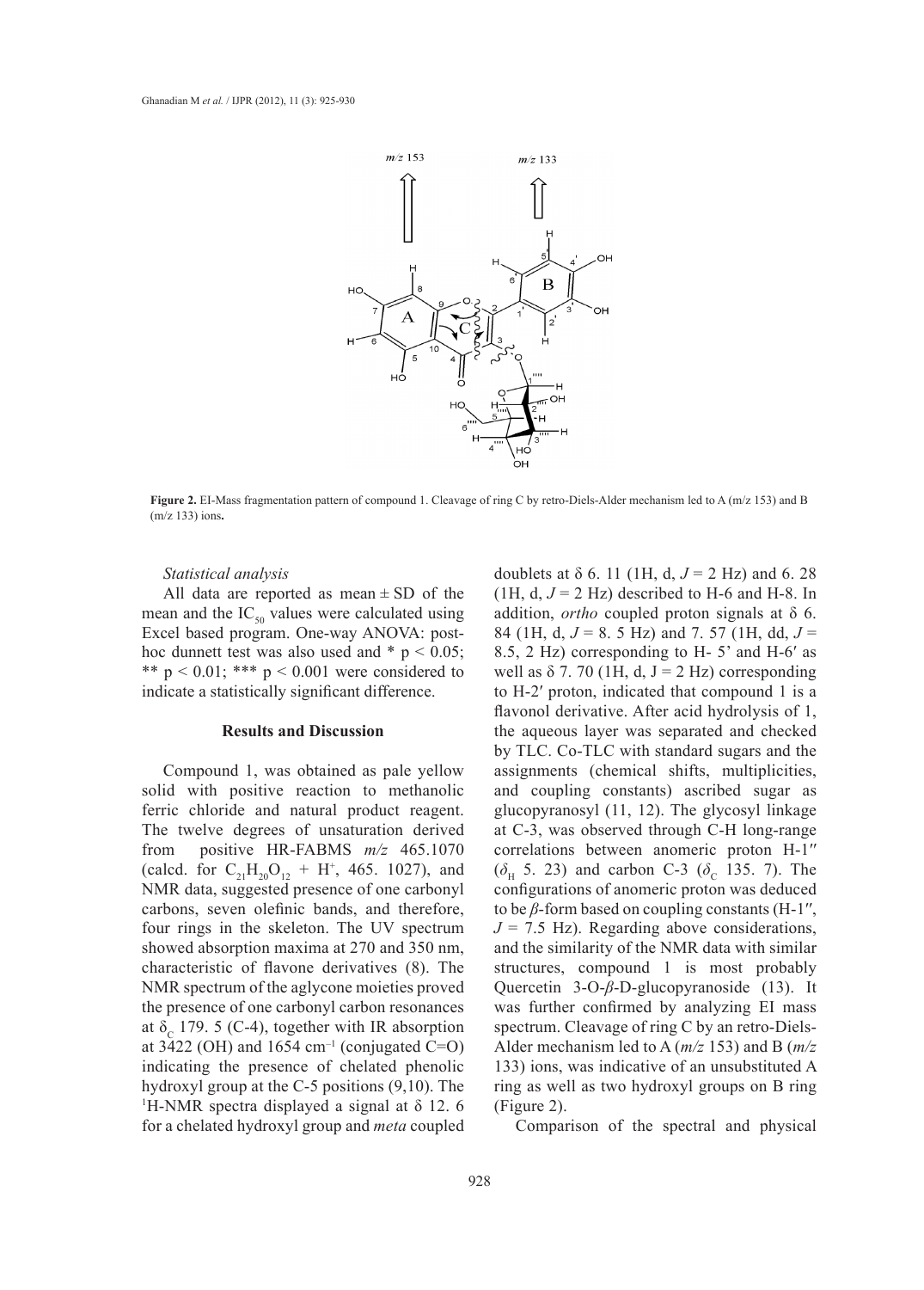**Figure 2.** EI-Mass fragmentation pattern of compound 1. Cleavage of ring C by retro-Diels-Alder mechanism led to A (m/z 153) and B (m/z 133) ions**.**

*Statistical analysis*

All data are reported as mean ± SD of the mean and the $IC_{50}$ values were calculated using Excel based program. One-way ANOVA: post-hoc dunnett test was also used and * $p < 0.05$; ** $p < 0.01$; *** $p < 0.001$ were considered to indicate a statistically significant difference.

## Results and Discussion

Compound 1, was obtained as pale yellow solid with positive reaction to methanolic ferric chloride and natural product reagent. The twelve degrees of unsaturation derived from positive HR-FABMS *m/z* 465.1070 (calcd. for $C_{21}H_{20}O_{12} + H^{+}$, 465. 1027), and NMR data, suggested presence of one carbonyl carbons, seven olefinic bands, and therefore, four rings in the skeleton. The UV spectrum showed absorption maxima at 270 and 350 nm, characteristic of flavone derivatives (8). The NMR spectrum of the aglycone moieties proved the presence of one carbonyl carbon resonances at $\delta_C$ 179. 5 (C-4), together with IR absorption at 3422 (OH) and 1654 $cm^{-1}$ (conjugated C=O) indicating the presence of chelated phenolic hydroxyl group at the C-5 positions (9,10). The $^{1}$H-NMR spectra displayed a signal at δ 12. 6 for a chelated hydroxyl group and *meta* coupled doublets at δ 6. 11 (1H, d, *J* = 2 Hz) and 6. 28 (1H, d, *J* = 2 Hz) described to H-6 and H-8. In addition, *ortho* coupled proton signals at δ 6. 84 (1H, d, *J* = 8. 5 Hz) and 7. 57 (1H, dd, *J* = 8.5, 2 Hz) corresponding to H- 5' and H-6′ as well as δ 7. 70 (1H, d, J = 2 Hz) corresponding to H-2′ proton, indicated that compound 1 is a flavonol derivative. After acid hydrolysis of 1, the aqueous layer was separated and checked by TLC. Co-TLC with standard sugars and the assignments (chemical shifts, multiplicities, and coupling constants) ascribed sugar as glucopyranosyl (11, 12). The glycosyl linkage at C-3, was observed through C-H long-range correlations between anomeric proton H-1′′ ($\delta_H$ 5. 23) and carbon C-3 ($\delta_C$ 135. 7). The configurations of anomeric proton was deduced to be *β*-form based on coupling constants (H-1′′, *J* = 7.5 Hz). Regarding above considerations, and the similarity of the NMR data with similar structures, compound 1 is most probably Quercetin 3-O-*β*-D-glucopyranoside (13). It was further confirmed by analyzing EI mass spectrum. Cleavage of ring C by an retro-Diels-Alder mechanism led to A (*m/z* 153) and B (*m/z* 133) ions, was indicative of an unsubstituted A ring as well as two hydroxyl groups on B ring (Figure 2).

Comparison of the spectral and physical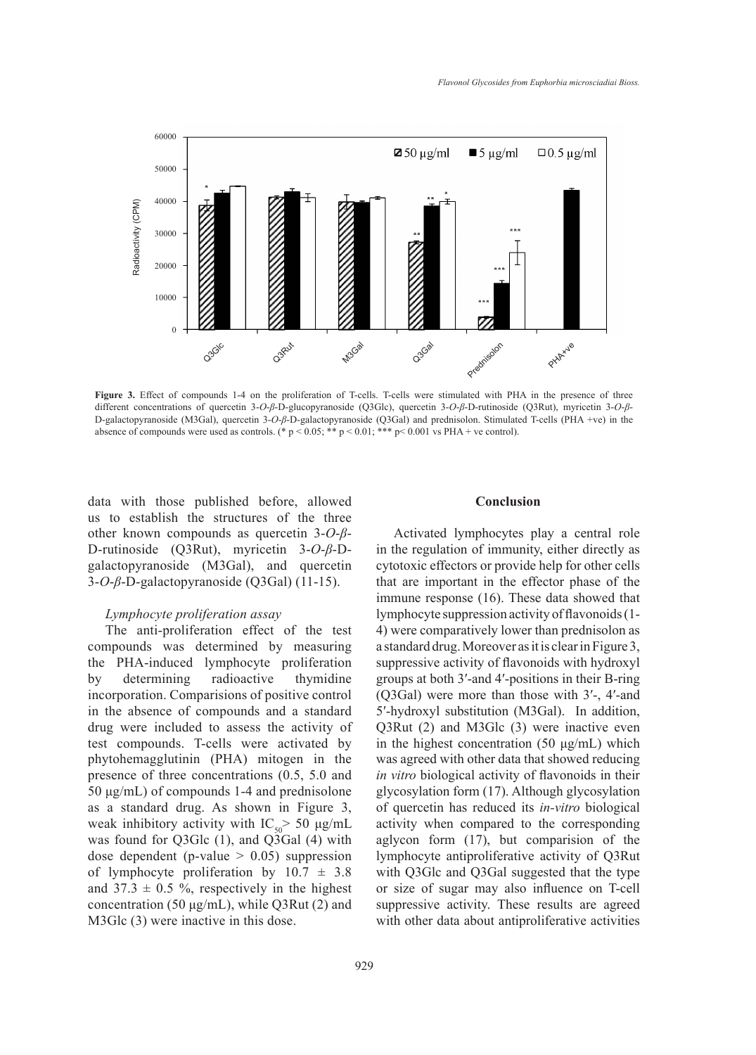Figure 3. Effect of compounds 1-4 on the proliferation of T-cells. T-cells were stimulated with PHA in the presence of three different concentrations of quercetin 3-*O*-*β*-D-glucopyranoside (Q3Glc), quercetin 3-*O*-*β*-D-rutinoside (Q3Rut), myricetin 3-*O*-*β*-D-galactopyranoside (M3Gal), quercetin 3-*O*-*β*-D-galactopyranoside (Q3Gal) and prednisolon. Stimulated T-cells (PHA +ve) in the absence of compounds were used as controls. (* $p < 0.05$; ** $p < 0.01$; *** $p < 0.001$ vs PHA + ve control).

data with those published before, allowed us to establish the structures of the three other known compounds as quercetin 3-*O*-*β*-D-rutinoside (Q3Rut), myricetin 3-*O*-*β*-D-galactopyranoside (M3Gal), and quercetin 3-*O*-*β*-D-galactopyranoside (Q3Gal) (11-15).

### *Lymphocyte proliferation assay*

The anti-proliferation effect of the test compounds was determined by measuring the PHA-induced lymphocyte proliferation by determining radioactive thymidine incorporation. Comparisions of positive control in the absence of compounds and a standard drug were included to assess the activity of test compounds. T-cells were activated by phytohemagglutinin (PHA) mitogen in the presence of three concentrations (0.5, 5.0 and 50 µg/mL) of compounds 1-4 and prednisolone as a standard drug. As shown in Figure 3, weak inhibitory activity with $IC_{50}$> 50 µg/mL was found for Q3Glc (1), and Q3Gal (4) with dose dependent (p-value > 0.05) suppression of lymphocyte proliferation by $10.7 \pm 3.8$ and $37.3 \pm 0.5$ %, respectively in the highest concentration (50 µg/mL), while Q3Rut (2) and M3Glc (3) were inactive in this dose.

## Conclusion

Activated lymphocytes play a central role in the regulation of immunity, either directly as cytotoxic effectors or provide help for other cells that are important in the effector phase of the immune response (16). These data showed that lymphocyte suppression activity of flavonoids (1-4) were comparatively lower than prednisolon as a standard drug. Moreover as it is clear in Figure 3, suppressive activity of flavonoids with hydroxyl groups at both 3′-and 4′-positions in their B-ring (Q3Gal) were more than those with 3′-, 4′-and 5′-hydroxyl substitution (M3Gal). In addition, Q3Rut (2) and M3Glc (3) were inactive even in the highest concentration (50 µg/mL) which was agreed with other data that showed reducing *in vitro* biological activity of flavonoids in their glycosylation form (17). Although glycosylation of quercetin has reduced its *in-vitro* biological activity when compared to the corresponding aglycon form (17), but comparision of the lymphocyte antiproliferative activity of Q3Rut with Q3Glc and Q3Gal suggested that the type or size of sugar may also influence on T-cell suppressive activity. These results are agreed with other data about antiproliferative activities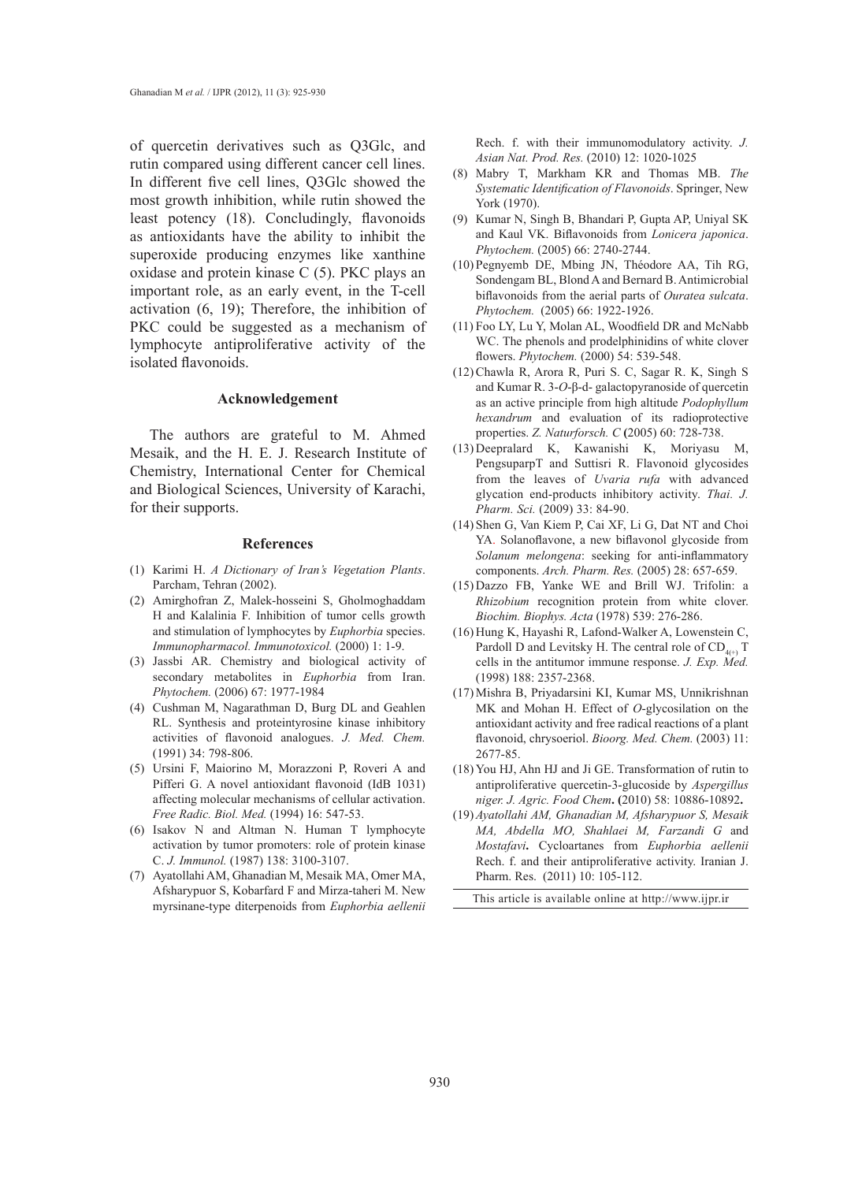of quercetin derivatives such as Q3Glc, and rutin compared using different cancer cell lines. In different five cell lines, Q3Glc showed the most growth inhibition, while rutin showed the least potency (18). Concludingly, flavonoids as antioxidants have the ability to inhibit the superoxide producing enzymes like xanthine oxidase and protein kinase C (5). PKC plays an important role, as an early event, in the T-cell activation (6, 19); Therefore, the inhibition of PKC could be suggested as a mechanism of lymphocyte antiproliferative activity of the isolated flavonoids.

## Acknowledgement

The authors are grateful to M. Ahmed Mesaik, and the H. E. J. Research Institute of Chemistry, International Center for Chemical and Biological Sciences, University of Karachi, for their supports.

## References

(1) Karimi H. *A Dictionary of Iran's Vegetation Plants*. Parcham, Tehran (2002).
(2) Amirghofran Z, Malek-hosseini S, Gholmoghaddam H and Kalalinia F. Inhibition of tumor cells growth and stimulation of lymphocytes by *Euphorbia* species. *Immunopharmacol. Immunotoxicol.* (2000) 1: 1-9.
(3) Jassbi AR. Chemistry and biological activity of secondary metabolites in *Euphorbia* from Iran. *Phytochem.* (2006) 67: 1977-1984
(4) Cushman M, Nagarathman D, Burg DL and Geahlen RL. Synthesis and proteintyrosine kinase inhibitory activities of flavonoid analogues. *J. Med. Chem.* (1991) 34: 798-806.
(5) Ursini F, Maiorino M, Morazzoni P, Roveri A and Pifferi G. A novel antioxidant flavonoid (IdB 1031) affecting molecular mechanisms of cellular activation. *Free Radic. Biol. Med.* (1994) 16: 547-53.
(6) Isakov N and Altman N. Human T lymphocyte activation by tumor promoters: role of protein kinase C. *J. Immunol.* (1987) 138: 3100-3107.
(7) Ayatollahi AM, Ghanadian M, Mesaik MA, Omer MA, Afsharypuor S, Kobarfard F and Mirza-taheri M. New myrsinane-type diterpenoids from *Euphorbia aellenii* Rech. f. with their immunomodulatory activity. *J. Asian Nat. Prod. Res.* (2010) 12: 1020-1025
(8) Mabry T, Markham KR and Thomas MB. *The Systematic Identification of Flavonoids*. Springer, New York (1970).
(9) Kumar N, Singh B, Bhandari P, Gupta AP, Uniyal SK and Kaul VK. Biflavonoids from *Lonicera japonica*. *Phytochem.* (2005) 66: 2740-2744.
(10) Pegnyemb DE, Mbing JN, Théodore AA, Tih RG, Sondengam BL, Blond A and Bernard B. Antimicrobial biflavonoids from the aerial parts of *Ouratea sulcata*. *Phytochem.* (2005) 66: 1922-1926.
(11) Foo LY, Lu Y, Molan AL, Woodfield DR and McNabb WC. The phenols and prodelphinidins of white clover flowers. *Phytochem.* (2000) 54: 539-548.
(12) Chawla R, Arora R, Puri S. C, Sagar R. K, Singh S and Kumar R. 3-*O*-β-d- galactopyranoside of quercetin as an active principle from high altitude *Podophyllum hexandrum* and evaluation of its radioprotective properties. *Z. Naturforsch. C* **(**2005) 60: 728-738.
(13) Deepralard K, Kawanishi K, Moriyasu M, PengsuparpT and Suttisri R. Flavonoid glycosides from the leaves of *Uvaria rufa* with advanced glycation end-products inhibitory activity. *Thai. J. Pharm. Sci.* (2009) 33: 84-90.
(14) Shen G, Van Kiem P, Cai XF, Li G, Dat NT and Choi YA. Solanoflavone, a new biflavonol glycoside from *Solanum melongena*: seeking for anti-inflammatory components. *Arch. Pharm. Res.* (2005) 28: 657-659.
(15) Dazzo FB, Yanke WE and Brill WJ. Trifolin: a *Rhizobium* recognition protein from white clover. *Biochim. Biophys. Acta* (1978) 539: 276-286.
(16) Hung K, Hayashi R, Lafond-Walker A, Lowenstein C, Pardoll D and Levitsky H. The central role of $CD_{4(+)}$ T cells in the antitumor immune response. *J. Exp. Med.* (1998) 188: 2357-2368.
(17) Mishra B, Priyadarsini KI, Kumar MS, Unnikrishnan MK and Mohan H. Effect of *O*-glycosilation on the antioxidant activity and free radical reactions of a plant flavonoid, chrysoeriol. *Bioorg. Med. Chem.* (2003) 11: 2677-85.
(18) You HJ, Ahn HJ and Ji GE. Transformation of rutin to antiproliferative quercetin-3-glucoside by *Aspergillus niger. J. Agric. Food Chem***. (**2010) 58: 10886-10892**.**
(19) *Ayatollahi AM, Ghanadian M, Afsharypuor S, Mesaik MA, Abdella MO, Shahlaei M, Farzandi G* and *Mostafavi***.** Cycloartanes from *Euphorbia aellenii* Rech. f. and their antiproliferative activity. Iranian J. Pharm. Res. (2011) 10: 105-112.

This article is available online at http://www.ijpr.ir